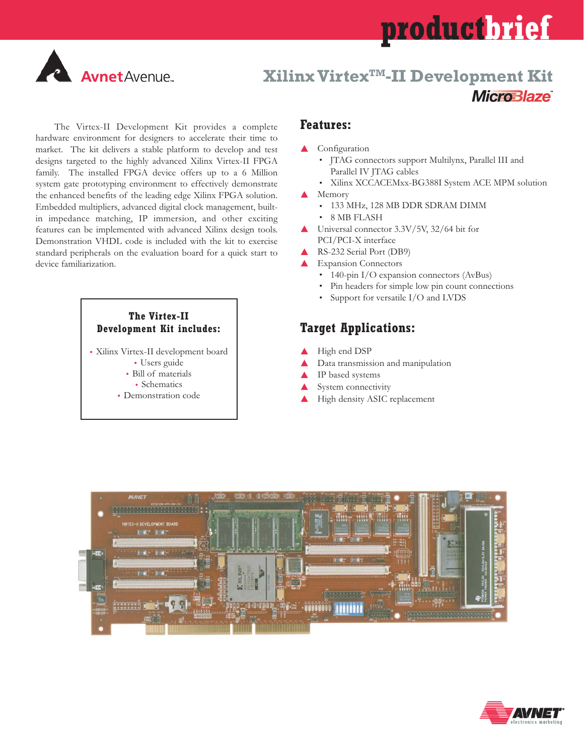productbrief

AvnetAvenue

# Xilinx Virtex™-II Development Kit

MicroBlaze

The Virtex-II Development Kit provides a complete hardware environment for designers to accelerate their time to market. The kit delivers a stable platform to develop and test designs targeted to the highly advanced Xilinx Virtex-II FPGA family. The installed FPGA device offers up to a 6 Million system gate prototyping environment to effectively demonstrate the enhanced benefits of the leading edge Xilinx FPGA solution. Embedded multipliers, advanced digital clock management, built-in impedance matching, IP immersion, and other exciting features can be implemented with advanced Xilinx design tools. Demonstration VHDL code is included with the kit to exercise standard peripherals on the evaluation board for a quick start to device familiarization.

**The Virtex-II Development Kit includes:**

- Xilinx Virtex-II development board
- Users guide
- Bill of materials
- Schematics
- Demonstration code

## Features:

- Configuration
  - JTAG connectors support Multilynx, Parallel III and Parallel IV JTAG cables
  - Xilinx XCCACEMxx-BG388I System ACE MPM solution
- Memory
  - 133 MHz, 128 MB DDR SDRAM DIMM
  - 8 MB FLASH
- Universal connector 3.3V/5V, 32/64 bit for PCI/PCI-X interface
- RS-232 Serial Port (DB9)
- Expansion Connectors
  - 140-pin I/O expansion connectors (AvBus)
  - Pin headers for simple low pin count connections
  - Support for versatile I/O and LVDS

## Target Applications:

- High end DSP
- Data transmission and manipulation
- IP based systems
- System connectivity
- High density ASIC replacement

AVNET electronics marketing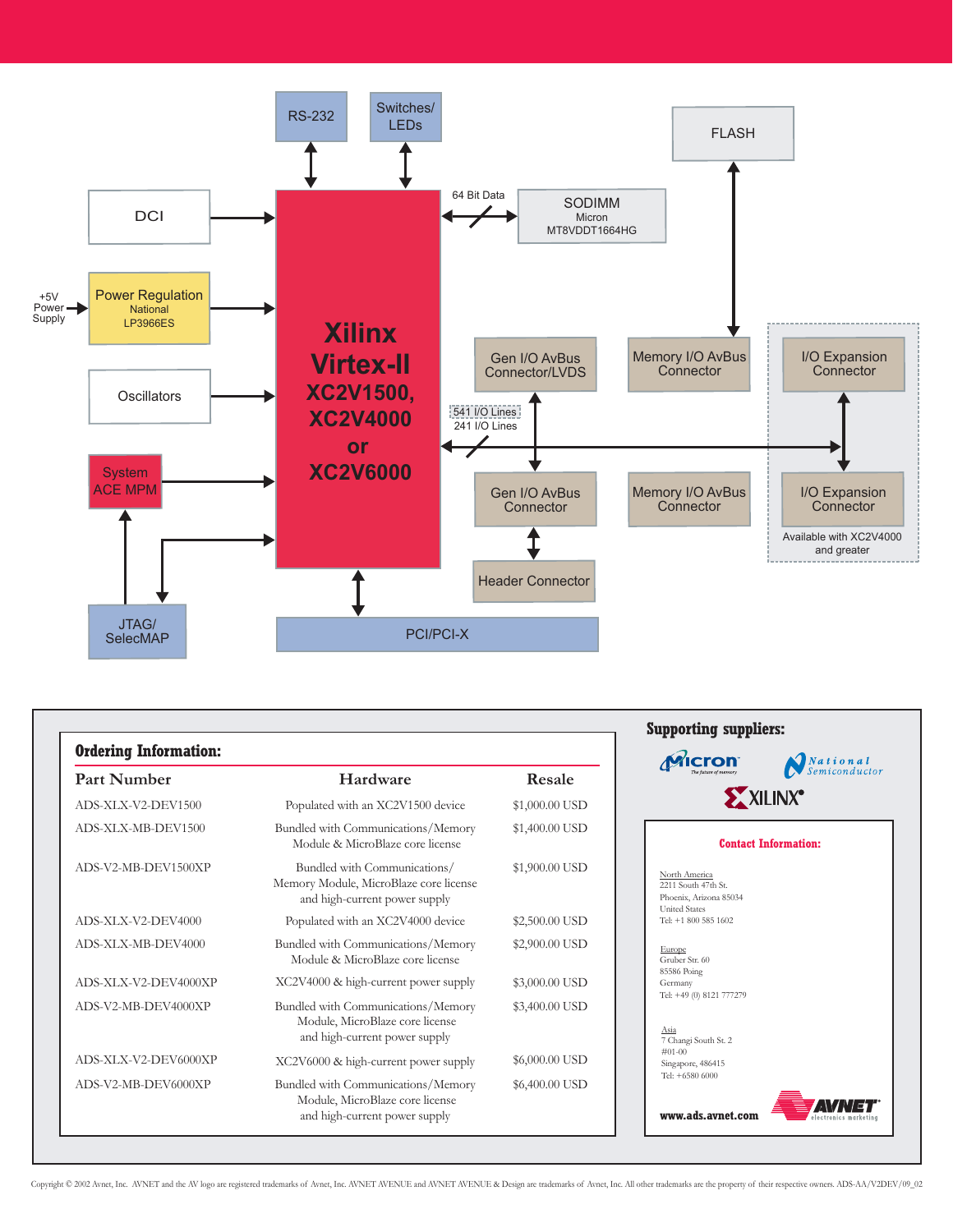RS-232

Switches/ LEDs

FLASH

DCI

64 Bit Data

SODIMM
Micron
MT8VDDT1664HG

+5V Power Supply

Power Regulation
National
LP3966ES

Xilinx Virtex-II XC2V1500, XC2V4000 or XC2V6000

Gen I/O AvBus Connector/LVDS

Memory I/O AvBus Connector

I/O Expansion Connector

Oscillators

541 I/O Lines
241 I/O Lines

System ACE MPM

Gen I/O AvBus Connector

Memory I/O AvBus Connector

I/O Expansion Connector

Available with XC2V4000 and greater

Header Connector

JTAG/ SelecMAP

PCI/PCI-X

## Ordering Information:

| Part Number | Hardware | Resale |
|---|---|---|
| ADS-XLX-V2-DEV1500 | Populated with an XC2V1500 device | $1,000.00 USD |
| ADS-XLX-MB-DEV1500 | Bundled with Communications/Memory Module & MicroBlaze core license | $1,400.00 USD |
| ADS-V2-MB-DEV1500XP | Bundled with Communications/ Memory Module, MicroBlaze core license and high-current power supply | $1,900.00 USD |
| ADS-XLX-V2-DEV4000 | Populated with an XC2V4000 device | $2,500.00 USD |
| ADS-XLX-MB-DEV4000 | Bundled with Communications/Memory Module & MicroBlaze core license | $2,900.00 USD |
| ADS-XLX-V2-DEV4000XP | XC2V4000 & high-current power supply | $3,000.00 USD |
| ADS-V2-MB-DEV4000XP | Bundled with Communications/Memory Module, MicroBlaze core license and high-current power supply | $3,400.00 USD |
| ADS-XLX-V2-DEV6000XP | XC2V6000 & high-current power supply | $6,000.00 USD |
| ADS-V2-MB-DEV6000XP | Bundled with Communications/Memory Module, MicroBlaze core license and high-current power supply | $6,400.00 USD |

## Supporting suppliers:

Micron — The future of memory

National Semiconductor

XILINX

### Contact Information:

North America
2211 South 47th St.
Phoenix, Arizona 85034
United States
Tel: +1 800 585 1602

Europe
Gruber Str. 60
85586 Poing
Germany
Tel: +49 (0) 8121 777279

Asia
7 Changi South St. 2
#01-00
Singapore, 486415
Tel: +6580 6000

www.ads.avnet.com

AVNET electronics marketing

Copyright © 2002 Avnet, Inc. AVNET and the AV logo are registered trademarks of Avnet, Inc. AVNET AVENUE and AVNET AVENUE & Design are trademarks of Avnet, Inc. All other trademarks are the property of their respective owners. ADS-AA/V2DEV/09_02